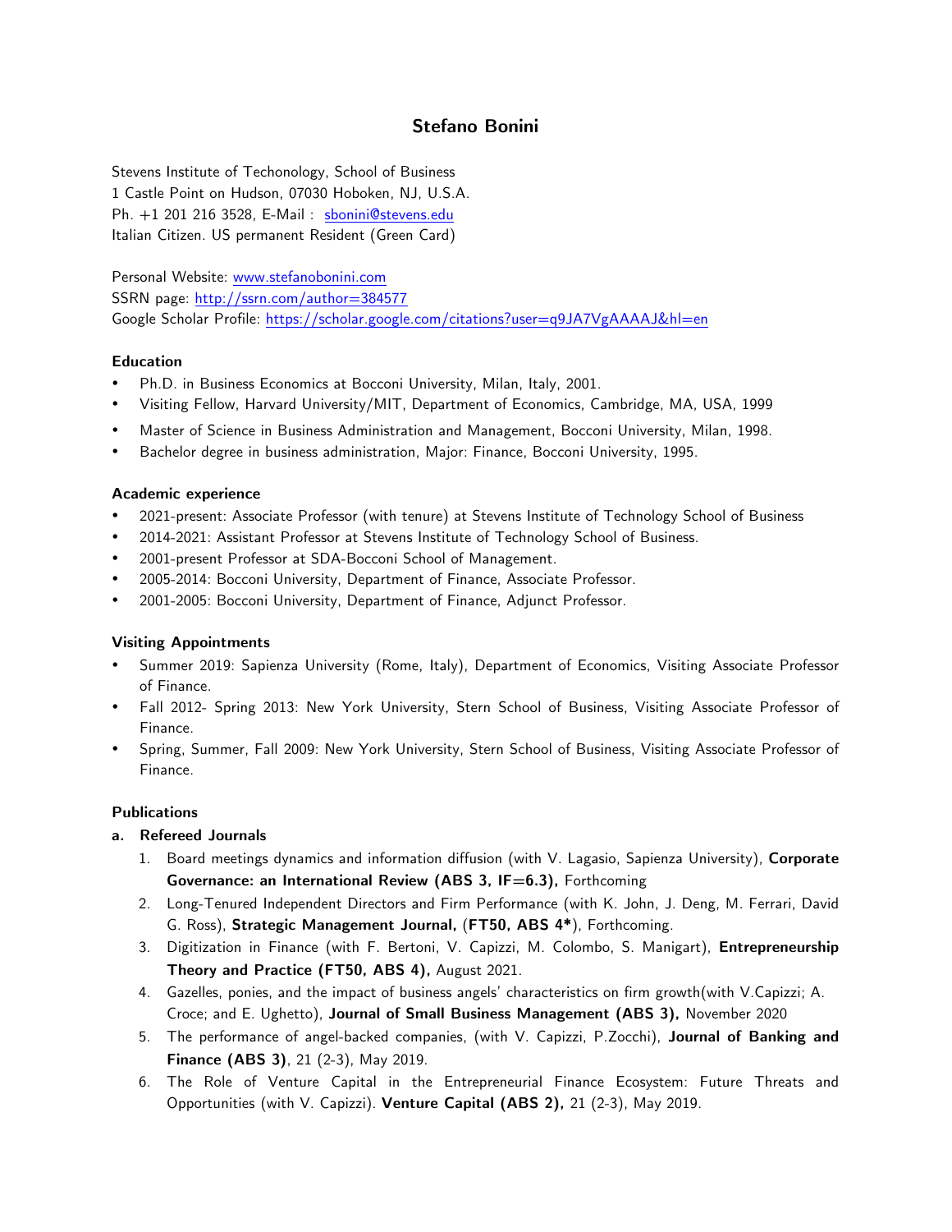# Stefano Bonini

Stevens Institute of Techonology, School of Business
1 Castle Point on Hudson, 07030 Hoboken, NJ, U.S.A.
Ph. +1 201 216 3528, E-Mail : sbonini@stevens.edu
Italian Citizen. US permanent Resident (Green Card)

Personal Website: www.stefanobonini.com
SSRN page: http://ssrn.com/author=384577
Google Scholar Profile: https://scholar.google.com/citations?user=q9JA7VgAAAAJ&hl=en

## Education

- Ph.D. in Business Economics at Bocconi University, Milan, Italy, 2001.
- Visiting Fellow, Harvard University/MIT, Department of Economics, Cambridge, MA, USA, 1999
- Master of Science in Business Administration and Management, Bocconi University, Milan, 1998.
- Bachelor degree in business administration, Major: Finance, Bocconi University, 1995.

## Academic experience

- 2021-present: Associate Professor (with tenure) at Stevens Institute of Technology School of Business
- 2014-2021: Assistant Professor at Stevens Institute of Technology School of Business.
- 2001-present Professor at SDA-Bocconi School of Management.
- 2005-2014: Bocconi University, Department of Finance, Associate Professor.
- 2001-2005: Bocconi University, Department of Finance, Adjunct Professor.

## Visiting Appointments

- Summer 2019: Sapienza University (Rome, Italy), Department of Economics, Visiting Associate Professor of Finance.
- Fall 2012- Spring 2013: New York University, Stern School of Business, Visiting Associate Professor of Finance.
- Spring, Summer, Fall 2009: New York University, Stern School of Business, Visiting Associate Professor of Finance.

## Publications

### a. Refereed Journals

1. Board meetings dynamics and information diffusion (with V. Lagasio, Sapienza University), **Corporate Governance: an International Review (ABS 3, IF=6.3),** Forthcoming
2. Long-Tenured Independent Directors and Firm Performance (with K. John, J. Deng, M. Ferrari, David G. Ross), **Strategic Management Journal,** (**FT50, ABS 4***), Forthcoming.
3. Digitization in Finance (with F. Bertoni, V. Capizzi, M. Colombo, S. Manigart), **Entrepreneurship Theory and Practice (FT50, ABS 4),** August 2021.
4. Gazelles, ponies, and the impact of business angels' characteristics on firm growth(with V.Capizzi; A. Croce; and E. Ughetto), **Journal of Small Business Management (ABS 3),** November 2020
5. The performance of angel-backed companies, (with V. Capizzi, P.Zocchi), **Journal of Banking and Finance (ABS 3)**, 21 (2-3), May 2019.
6. The Role of Venture Capital in the Entrepreneurial Finance Ecosystem: Future Threats and Opportunities (with V. Capizzi). **Venture Capital (ABS 2),** 21 (2-3), May 2019.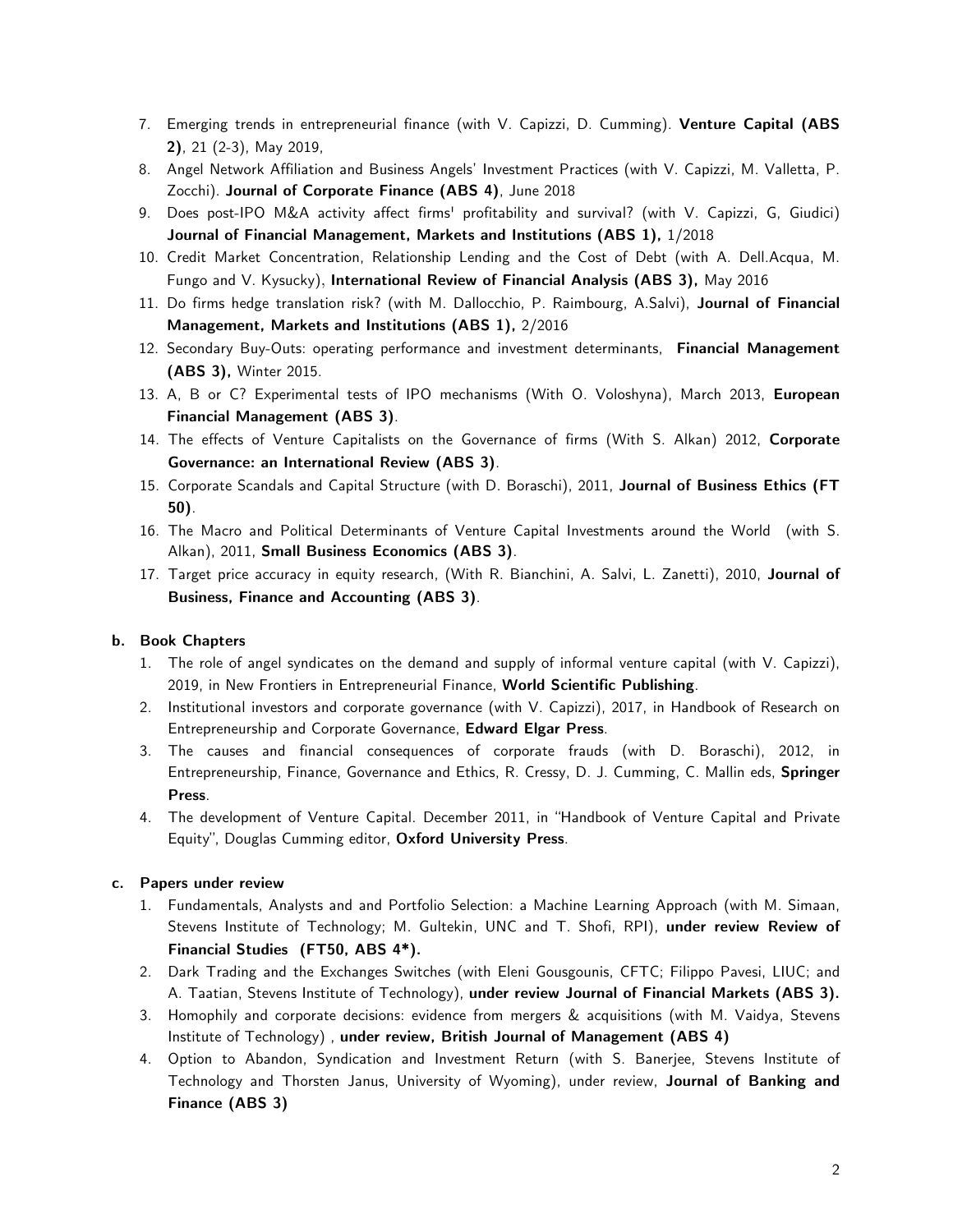7. Emerging trends in entrepreneurial finance (with V. Capizzi, D. Cumming). **Venture Capital (ABS 2)**, 21 (2-3), May 2019,
8. Angel Network Affiliation and Business Angels' Investment Practices (with V. Capizzi, M. Valletta, P. Zocchi). **Journal of Corporate Finance (ABS 4)**, June 2018
9. Does post-IPO M&A activity affect firms' profitability and survival? (with V. Capizzi, G, Giudici) **Journal of Financial Management, Markets and Institutions (ABS 1),** 1/2018
10. Credit Market Concentration, Relationship Lending and the Cost of Debt (with A. Dell.Acqua, M. Fungo and V. Kysucky), **International Review of Financial Analysis (ABS 3),** May 2016
11. Do firms hedge translation risk? (with M. Dallocchio, P. Raimbourg, A.Salvi), **Journal of Financial Management, Markets and Institutions (ABS 1),** 2/2016
12. Secondary Buy-Outs: operating performance and investment determinants, **Financial Management (ABS 3),** Winter 2015.
13. A, B or C? Experimental tests of IPO mechanisms (With O. Voloshyna), March 2013, **European Financial Management (ABS 3)**.
14. The effects of Venture Capitalists on the Governance of firms (With S. Alkan) 2012, **Corporate Governance: an International Review (ABS 3)**.
15. Corporate Scandals and Capital Structure (with D. Boraschi), 2011, **Journal of Business Ethics (FT 50)**.
16. The Macro and Political Determinants of Venture Capital Investments around the World (with S. Alkan), 2011, **Small Business Economics (ABS 3)**.
17. Target price accuracy in equity research, (With R. Bianchini, A. Salvi, L. Zanetti), 2010, **Journal of Business, Finance and Accounting (ABS 3)**.

**b. Book Chapters**

1. The role of angel syndicates on the demand and supply of informal venture capital (with V. Capizzi), 2019, in New Frontiers in Entrepreneurial Finance, **World Scientific Publishing**.
2. Institutional investors and corporate governance (with V. Capizzi), 2017, in Handbook of Research on Entrepreneurship and Corporate Governance, **Edward Elgar Press**.
3. The causes and financial consequences of corporate frauds (with D. Boraschi), 2012, in Entrepreneurship, Finance, Governance and Ethics, R. Cressy, D. J. Cumming, C. Mallin eds, **Springer Press**.
4. The development of Venture Capital. December 2011, in "Handbook of Venture Capital and Private Equity", Douglas Cumming editor, **Oxford University Press**.

**c. Papers under review**

1. Fundamentals, Analysts and and Portfolio Selection: a Machine Learning Approach (with M. Simaan, Stevens Institute of Technology; M. Gultekin, UNC and T. Shofi, RPI), **under review Review of Financial Studies (FT50, ABS 4*).**
2. Dark Trading and the Exchanges Switches (with Eleni Gousgounis, CFTC; Filippo Pavesi, LIUC; and A. Taatian, Stevens Institute of Technology), **under review Journal of Financial Markets (ABS 3).**
3. Homophily and corporate decisions: evidence from mergers & acquisitions (with M. Vaidya, Stevens Institute of Technology) , **under review, British Journal of Management (ABS 4)**
4. Option to Abandon, Syndication and Investment Return (with S. Banerjee, Stevens Institute of Technology and Thorsten Janus, University of Wyoming), under review, **Journal of Banking and Finance (ABS 3)**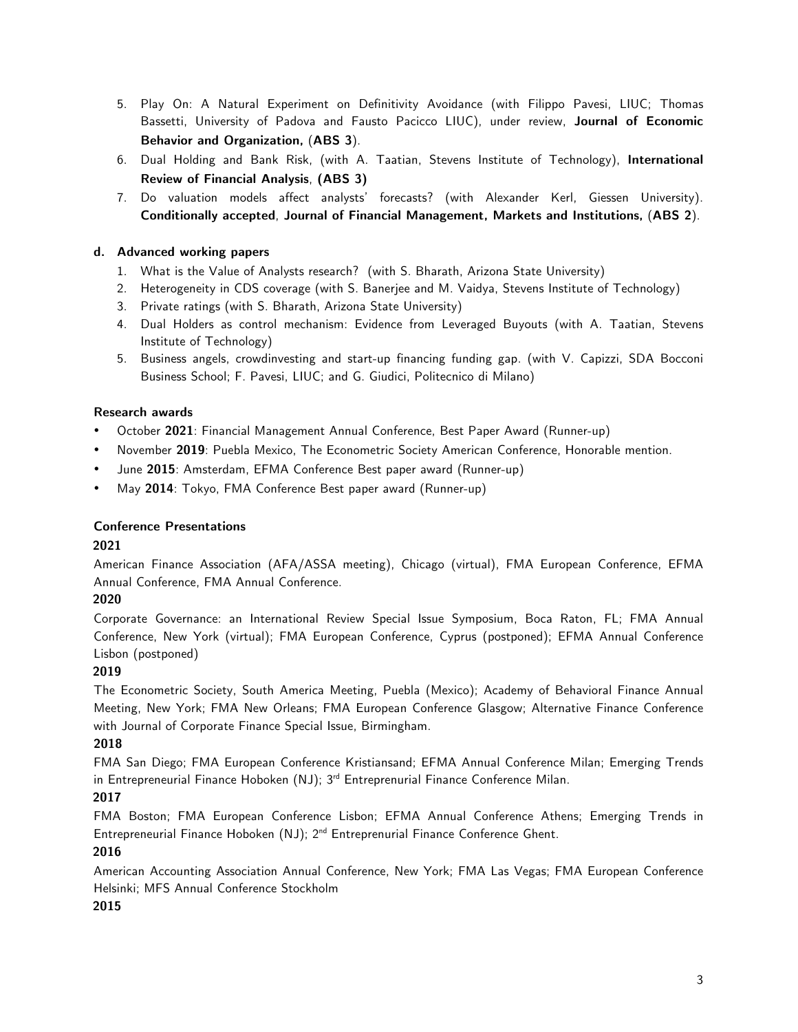5. Play On: A Natural Experiment on Definitivity Avoidance (with Filippo Pavesi, LIUC; Thomas Bassetti, University of Padova and Fausto Pacicco LIUC), under review, **Journal of Economic Behavior and Organization,** (**ABS 3**).
6. Dual Holding and Bank Risk, (with A. Taatian, Stevens Institute of Technology), **International Review of Financial Analysis**, **(ABS 3)**
7. Do valuation models affect analysts' forecasts? (with Alexander Kerl, Giessen University). **Conditionally accepted**, **Journal of Financial Management, Markets and Institutions,** (**ABS 2**).

### d. Advanced working papers

1. What is the Value of Analysts research? (with S. Bharath, Arizona State University)
2. Heterogeneity in CDS coverage (with S. Banerjee and M. Vaidya, Stevens Institute of Technology)
3. Private ratings (with S. Bharath, Arizona State University)
4. Dual Holders as control mechanism: Evidence from Leveraged Buyouts (with A. Taatian, Stevens Institute of Technology)
5. Business angels, crowdinvesting and start-up financing funding gap. (with V. Capizzi, SDA Bocconi Business School; F. Pavesi, LIUC; and G. Giudici, Politecnico di Milano)

### Research awards

- October **2021**: Financial Management Annual Conference, Best Paper Award (Runner-up)
- November **2019**: Puebla Mexico, The Econometric Society American Conference, Honorable mention.
- June **2015**: Amsterdam, EFMA Conference Best paper award (Runner-up)
- May **2014**: Tokyo, FMA Conference Best paper award (Runner-up)

### Conference Presentations

**2021**

American Finance Association (AFA/ASSA meeting), Chicago (virtual), FMA European Conference, EFMA Annual Conference, FMA Annual Conference.

**2020**

Corporate Governance: an International Review Special Issue Symposium, Boca Raton, FL; FMA Annual Conference, New York (virtual); FMA European Conference, Cyprus (postponed); EFMA Annual Conference Lisbon (postponed)

**2019**

The Econometric Society, South America Meeting, Puebla (Mexico); Academy of Behavioral Finance Annual Meeting, New York; FMA New Orleans; FMA European Conference Glasgow; Alternative Finance Conference with Journal of Corporate Finance Special Issue, Birmingham.

**2018**

FMA San Diego; FMA European Conference Kristiansand; EFMA Annual Conference Milan; Emerging Trends in Entrepreneurial Finance Hoboken (NJ); 3rd Entreprenurial Finance Conference Milan.

**2017**

FMA Boston; FMA European Conference Lisbon; EFMA Annual Conference Athens; Emerging Trends in Entrepreneurial Finance Hoboken (NJ); 2nd Entreprenurial Finance Conference Ghent.

**2016**

American Accounting Association Annual Conference, New York; FMA Las Vegas; FMA European Conference Helsinki; MFS Annual Conference Stockholm

**2015**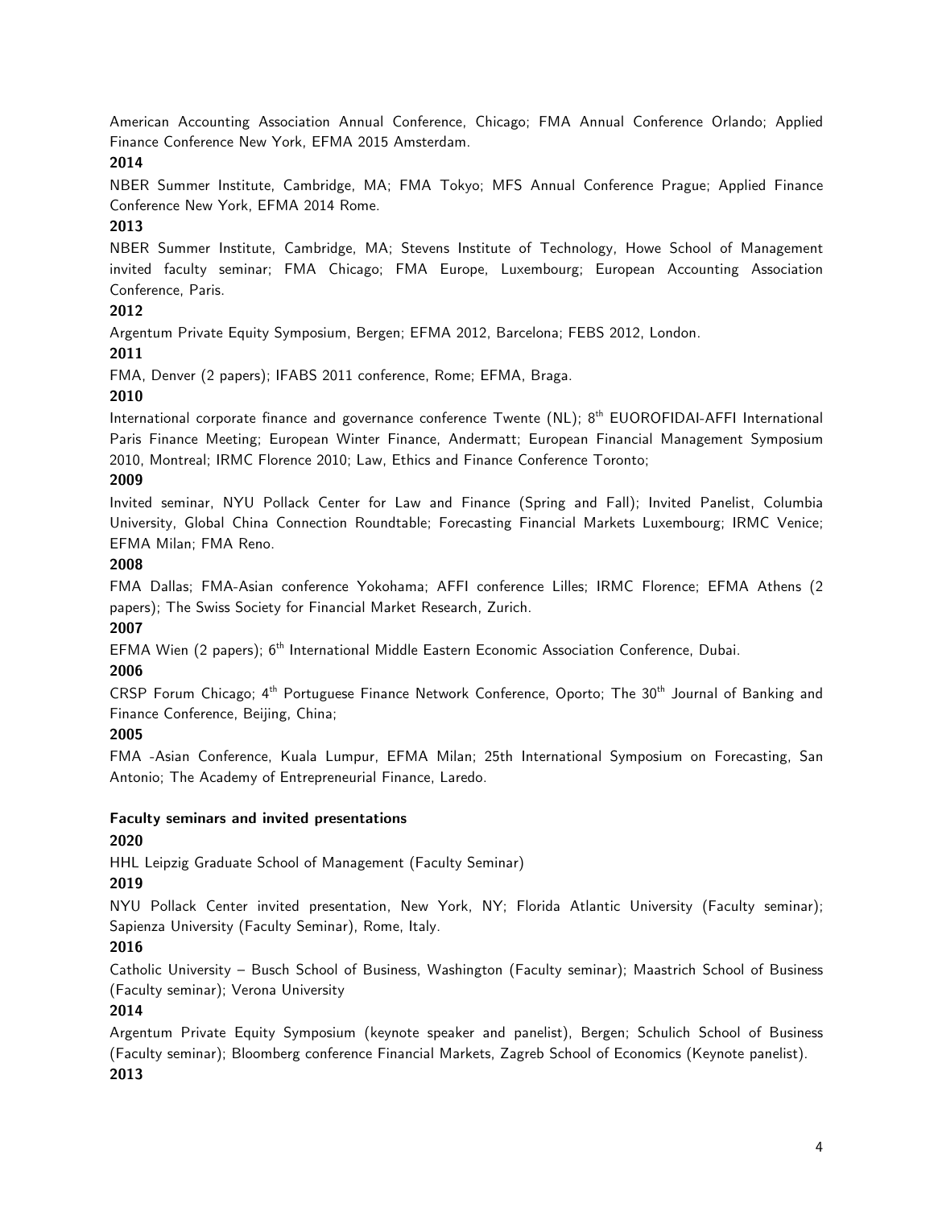American Accounting Association Annual Conference, Chicago; FMA Annual Conference Orlando; Applied Finance Conference New York, EFMA 2015 Amsterdam.

**2014**

NBER Summer Institute, Cambridge, MA; FMA Tokyo; MFS Annual Conference Prague; Applied Finance Conference New York, EFMA 2014 Rome.

**2013**

NBER Summer Institute, Cambridge, MA; Stevens Institute of Technology, Howe School of Management invited faculty seminar; FMA Chicago; FMA Europe, Luxembourg; European Accounting Association Conference, Paris.

**2012**

Argentum Private Equity Symposium, Bergen; EFMA 2012, Barcelona; FEBS 2012, London.

**2011**

FMA, Denver (2 papers); IFABS 2011 conference, Rome; EFMA, Braga.

**2010**

International corporate finance and governance conference Twente (NL); 8th EUOROFIDAI-AFFI International Paris Finance Meeting; European Winter Finance, Andermatt; European Financial Management Symposium 2010, Montreal; IRMC Florence 2010; Law, Ethics and Finance Conference Toronto;

**2009**

Invited seminar, NYU Pollack Center for Law and Finance (Spring and Fall); Invited Panelist, Columbia University, Global China Connection Roundtable; Forecasting Financial Markets Luxembourg; IRMC Venice; EFMA Milan; FMA Reno.

**2008**

FMA Dallas; FMA-Asian conference Yokohama; AFFI conference Lilles; IRMC Florence; EFMA Athens (2 papers); The Swiss Society for Financial Market Research, Zurich.

**2007**

EFMA Wien (2 papers); 6th International Middle Eastern Economic Association Conference, Dubai.

**2006**

CRSP Forum Chicago; 4th Portuguese Finance Network Conference, Oporto; The 30th Journal of Banking and Finance Conference, Beijing, China;

**2005**

FMA -Asian Conference, Kuala Lumpur, EFMA Milan; 25th International Symposium on Forecasting, San Antonio; The Academy of Entrepreneurial Finance, Laredo.

**Faculty seminars and invited presentations**

**2020**

HHL Leipzig Graduate School of Management (Faculty Seminar)

**2019**

NYU Pollack Center invited presentation, New York, NY; Florida Atlantic University (Faculty seminar); Sapienza University (Faculty Seminar), Rome, Italy.

**2016**

Catholic University – Busch School of Business, Washington (Faculty seminar); Maastrich School of Business (Faculty seminar); Verona University

**2014**

Argentum Private Equity Symposium (keynote speaker and panelist), Bergen; Schulich School of Business (Faculty seminar); Bloomberg conference Financial Markets, Zagreb School of Economics (Keynote panelist).

**2013**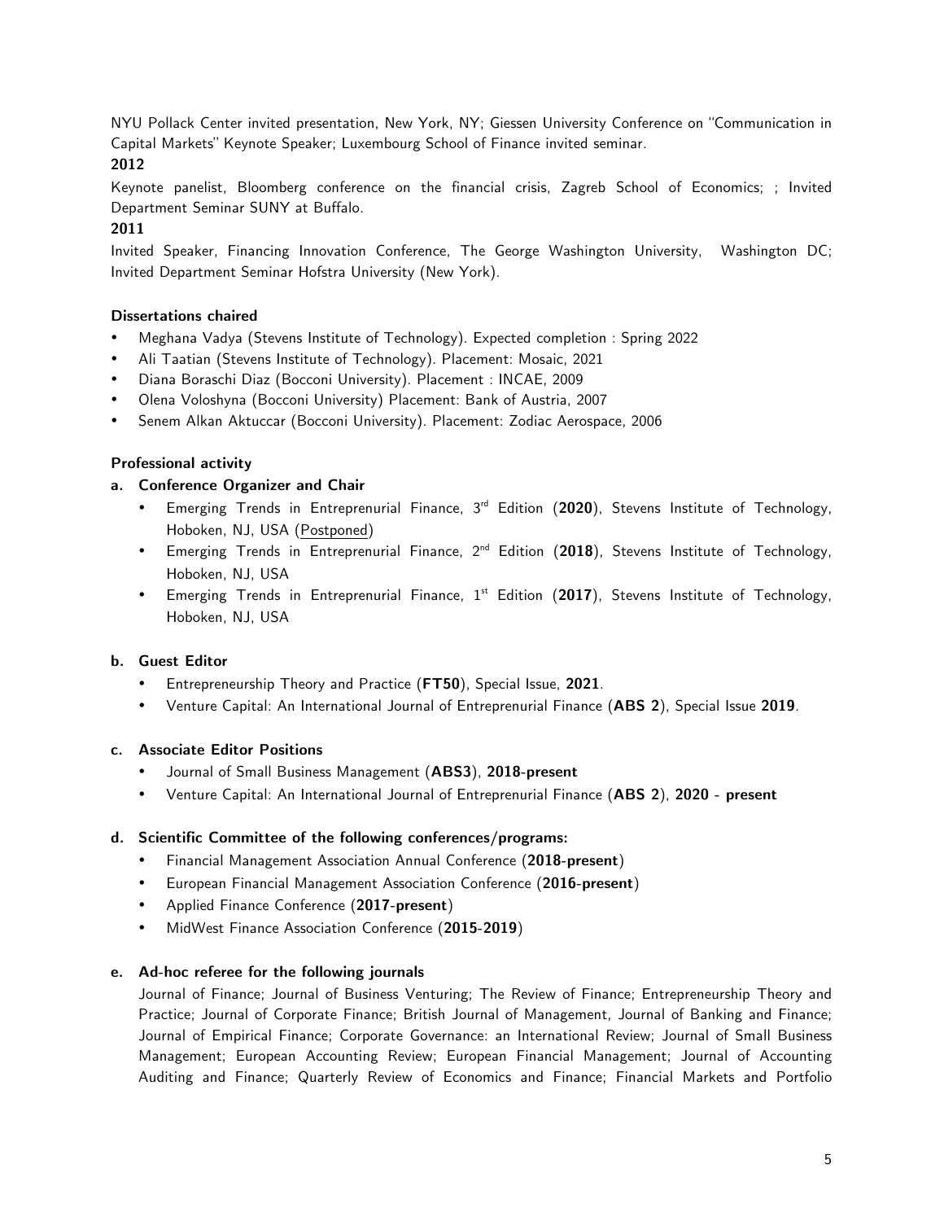NYU Pollack Center invited presentation, New York, NY; Giessen University Conference on "Communication in Capital Markets" Keynote Speaker; Luxembourg School of Finance invited seminar.

**2012**

Keynote panelist, Bloomberg conference on the financial crisis, Zagreb School of Economics; ; Invited Department Seminar SUNY at Buffalo.

**2011**

Invited Speaker, Financing Innovation Conference, The George Washington University, Washington DC; Invited Department Seminar Hofstra University (New York).

**Dissertations chaired**

- Meghana Vadya (Stevens Institute of Technology). Expected completion : Spring 2022
- Ali Taatian (Stevens Institute of Technology). Placement: Mosaic, 2021
- Diana Boraschi Diaz (Bocconi University). Placement : INCAE, 2009
- Olena Voloshyna (Bocconi University) Placement: Bank of Austria, 2007
- Senem Alkan Aktuccar (Bocconi University). Placement: Zodiac Aerospace, 2006

**Professional activity**

**a. Conference Organizer and Chair**

- Emerging Trends in Entreprenurial Finance, 3rd Edition (**2020**), Stevens Institute of Technology, Hoboken, NJ, USA (Postponed)
- Emerging Trends in Entreprenurial Finance, 2nd Edition (**2018**), Stevens Institute of Technology, Hoboken, NJ, USA
- Emerging Trends in Entreprenurial Finance, 1st Edition (**2017**), Stevens Institute of Technology, Hoboken, NJ, USA

**b. Guest Editor**

- Entrepreneurship Theory and Practice (**FT50**), Special Issue, **2021**.
- Venture Capital: An International Journal of Entreprenurial Finance (**ABS 2**), Special Issue **2019**.

**c. Associate Editor Positions**

- Journal of Small Business Management (**ABS3**), **2018-present**
- Venture Capital: An International Journal of Entreprenurial Finance (**ABS 2**), **2020 - present**

**d. Scientific Committee of the following conferences/programs:**

- Financial Management Association Annual Conference (**2018-present**)
- European Financial Management Association Conference (**2016-present**)
- Applied Finance Conference (**2017-present**)
- MidWest Finance Association Conference (**2015-2019**)

**e. Ad-hoc referee for the following journals**

Journal of Finance; Journal of Business Venturing; The Review of Finance; Entrepreneurship Theory and Practice; Journal of Corporate Finance; British Journal of Management, Journal of Banking and Finance; Journal of Empirical Finance; Corporate Governance: an International Review; Journal of Small Business Management; European Accounting Review; European Financial Management; Journal of Accounting Auditing and Finance; Quarterly Review of Economics and Finance; Financial Markets and Portfolio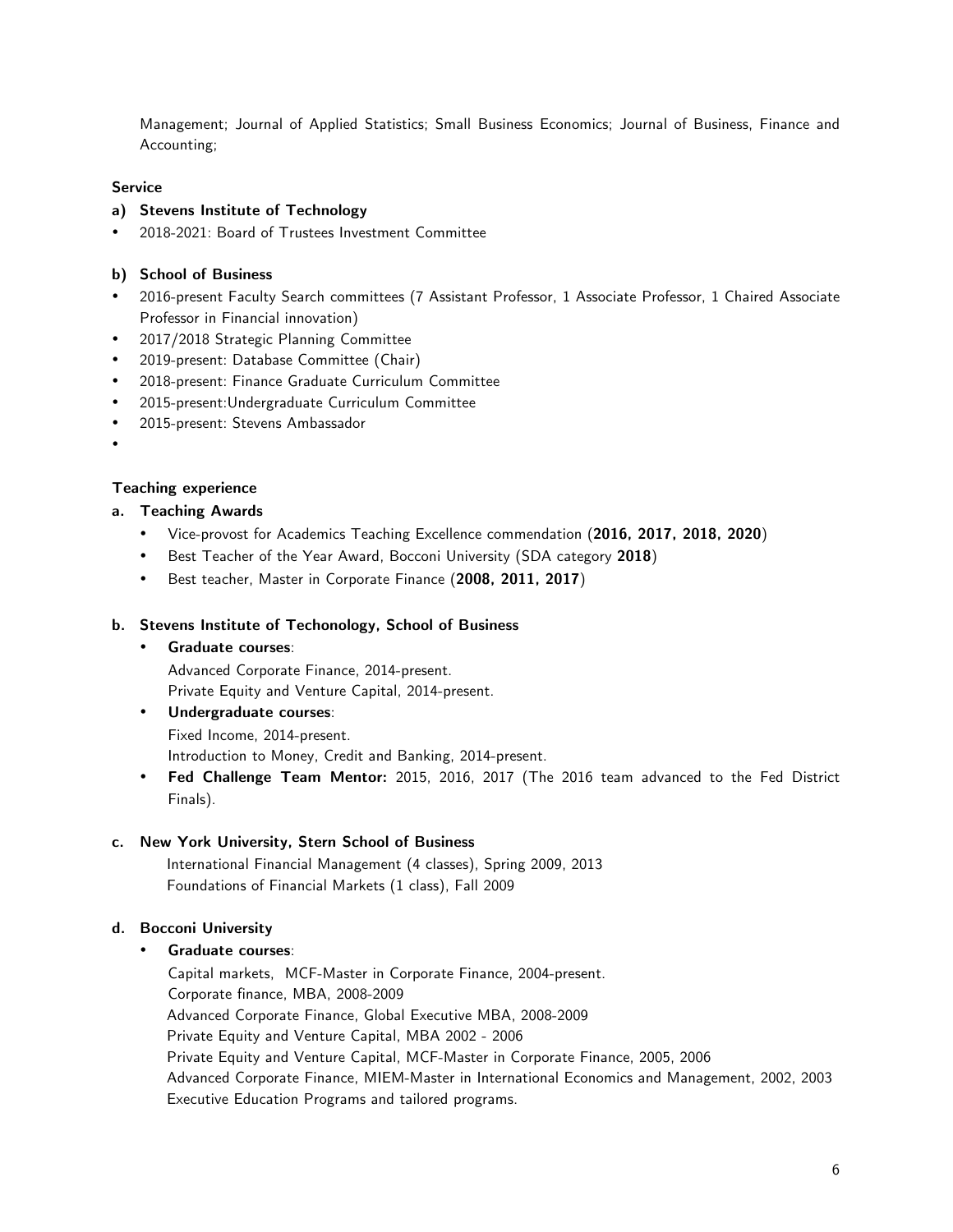Management; Journal of Applied Statistics; Small Business Economics; Journal of Business, Finance and Accounting;

**Service**

**a) Stevens Institute of Technology**

- 2018-2021: Board of Trustees Investment Committee

**b) School of Business**

- 2016-present Faculty Search committees (7 Assistant Professor, 1 Associate Professor, 1 Chaired Associate Professor in Financial innovation)
- 2017/2018 Strategic Planning Committee
- 2019-present: Database Committee (Chair)
- 2018-present: Finance Graduate Curriculum Committee
- 2015-present:Undergraduate Curriculum Committee
- 2015-present: Stevens Ambassador
- 

**Teaching experience**

**a. Teaching Awards**

- Vice-provost for Academics Teaching Excellence commendation (**2016, 2017, 2018, 2020**)
- Best Teacher of the Year Award, Bocconi University (SDA category **2018**)
- Best teacher, Master in Corporate Finance (**2008, 2011, 2017**)

**b. Stevens Institute of Techonology, School of Business**

- **Graduate courses**:
  Advanced Corporate Finance, 2014-present.
  Private Equity and Venture Capital, 2014-present.
- **Undergraduate courses**:
  Fixed Income, 2014-present.
  Introduction to Money, Credit and Banking, 2014-present.
- **Fed Challenge Team Mentor:** 2015, 2016, 2017 (The 2016 team advanced to the Fed District Finals).

**c. New York University, Stern School of Business**

International Financial Management (4 classes), Spring 2009, 2013
Foundations of Financial Markets (1 class), Fall 2009

**d. Bocconi University**

- **Graduate courses**:
  Capital markets, MCF-Master in Corporate Finance, 2004-present.
  Corporate finance, MBA, 2008-2009
  Advanced Corporate Finance, Global Executive MBA, 2008-2009
  Private Equity and Venture Capital, MBA 2002 - 2006
  Private Equity and Venture Capital, MCF-Master in Corporate Finance, 2005, 2006
  Advanced Corporate Finance, MIEM-Master in International Economics and Management, 2002, 2003
  Executive Education Programs and tailored programs.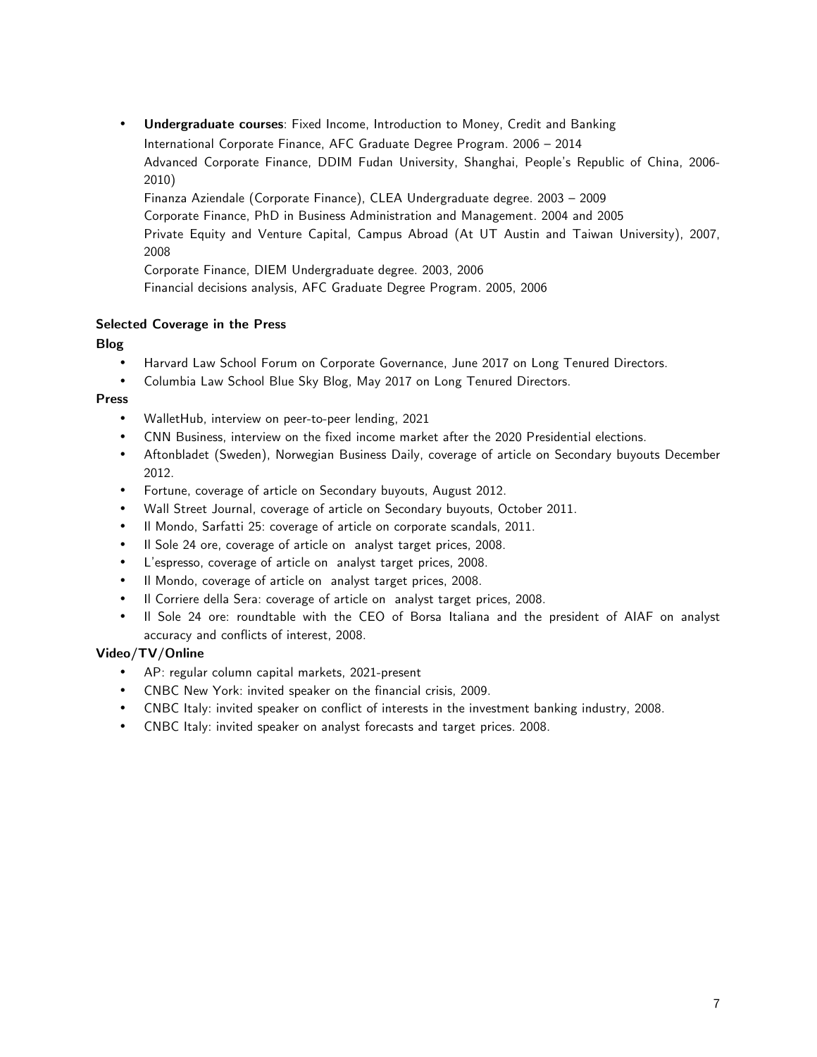- **Undergraduate courses**: Fixed Income, Introduction to Money, Credit and Banking
  International Corporate Finance, AFC Graduate Degree Program. 2006 – 2014
  Advanced Corporate Finance, DDIM Fudan University, Shanghai, People's Republic of China, 2006-2010)
  Finanza Aziendale (Corporate Finance), CLEA Undergraduate degree. 2003 – 2009
  Corporate Finance, PhD in Business Administration and Management. 2004 and 2005
  Private Equity and Venture Capital, Campus Abroad (At UT Austin and Taiwan University), 2007, 2008
  Corporate Finance, DIEM Undergraduate degree. 2003, 2006
  Financial decisions analysis, AFC Graduate Degree Program. 2005, 2006

**Selected Coverage in the Press**

**Blog**

- Harvard Law School Forum on Corporate Governance, June 2017 on Long Tenured Directors.
- Columbia Law School Blue Sky Blog, May 2017 on Long Tenured Directors.

**Press**

- WalletHub, interview on peer-to-peer lending, 2021
- CNN Business, interview on the fixed income market after the 2020 Presidential elections.
- Aftonbladet (Sweden), Norwegian Business Daily, coverage of article on Secondary buyouts December 2012.
- Fortune, coverage of article on Secondary buyouts, August 2012.
- Wall Street Journal, coverage of article on Secondary buyouts, October 2011.
- Il Mondo, Sarfatti 25: coverage of article on corporate scandals, 2011.
- Il Sole 24 ore, coverage of article on analyst target prices, 2008.
- L'espresso, coverage of article on analyst target prices, 2008.
- Il Mondo, coverage of article on analyst target prices, 2008.
- Il Corriere della Sera: coverage of article on analyst target prices, 2008.
- Il Sole 24 ore: roundtable with the CEO of Borsa Italiana and the president of AIAF on analyst accuracy and conflicts of interest, 2008.

**Video/TV/Online**

- AP: regular column capital markets, 2021-present
- CNBC New York: invited speaker on the financial crisis, 2009.
- CNBC Italy: invited speaker on conflict of interests in the investment banking industry, 2008.
- CNBC Italy: invited speaker on analyst forecasts and target prices. 2008.